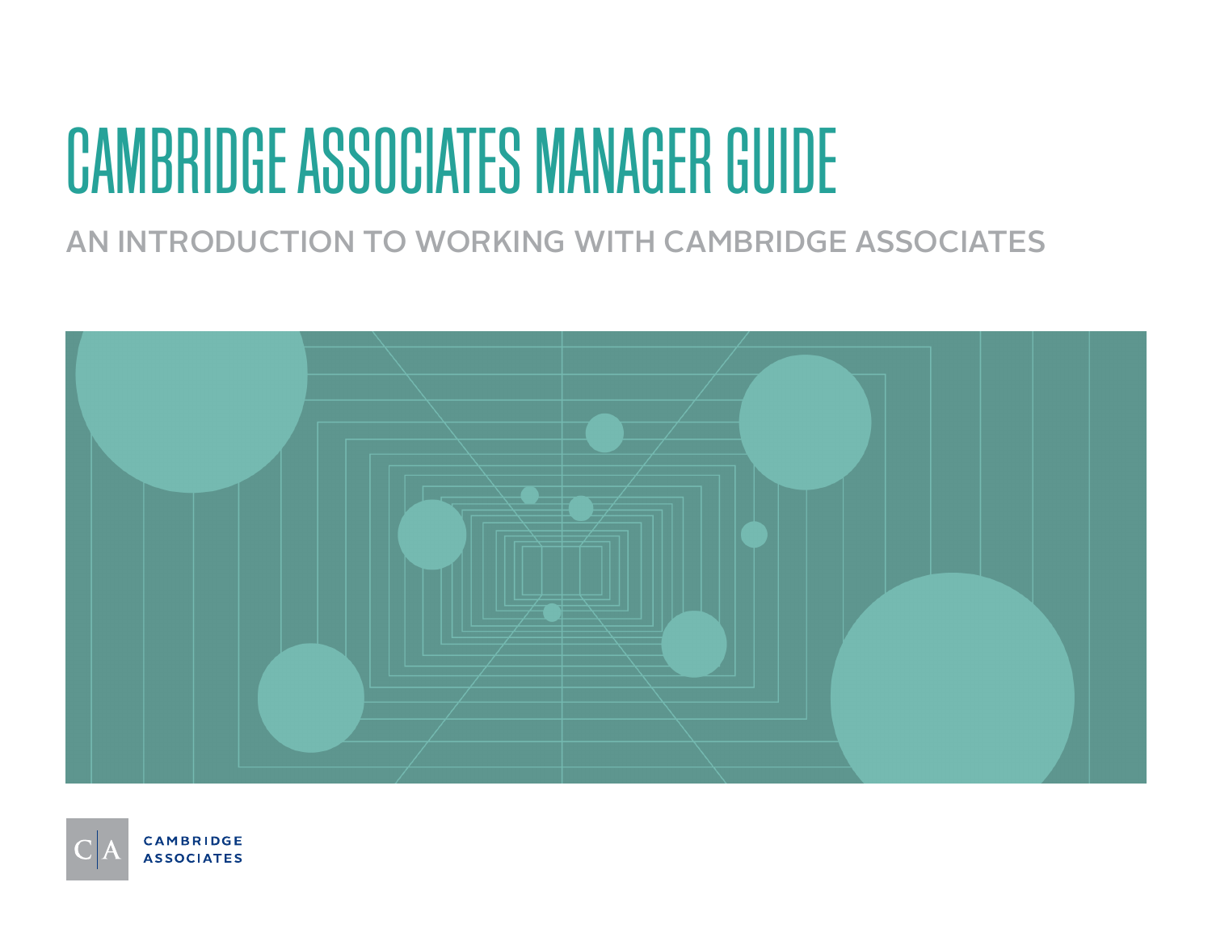# CAMBRIDGE ASSOCIATES MANAGER GUIDE

## AN INTRODUCTION TO WORKING WITH CAMBRIDGE ASSOCIATES

CAMBRIDGE ASSOCIATES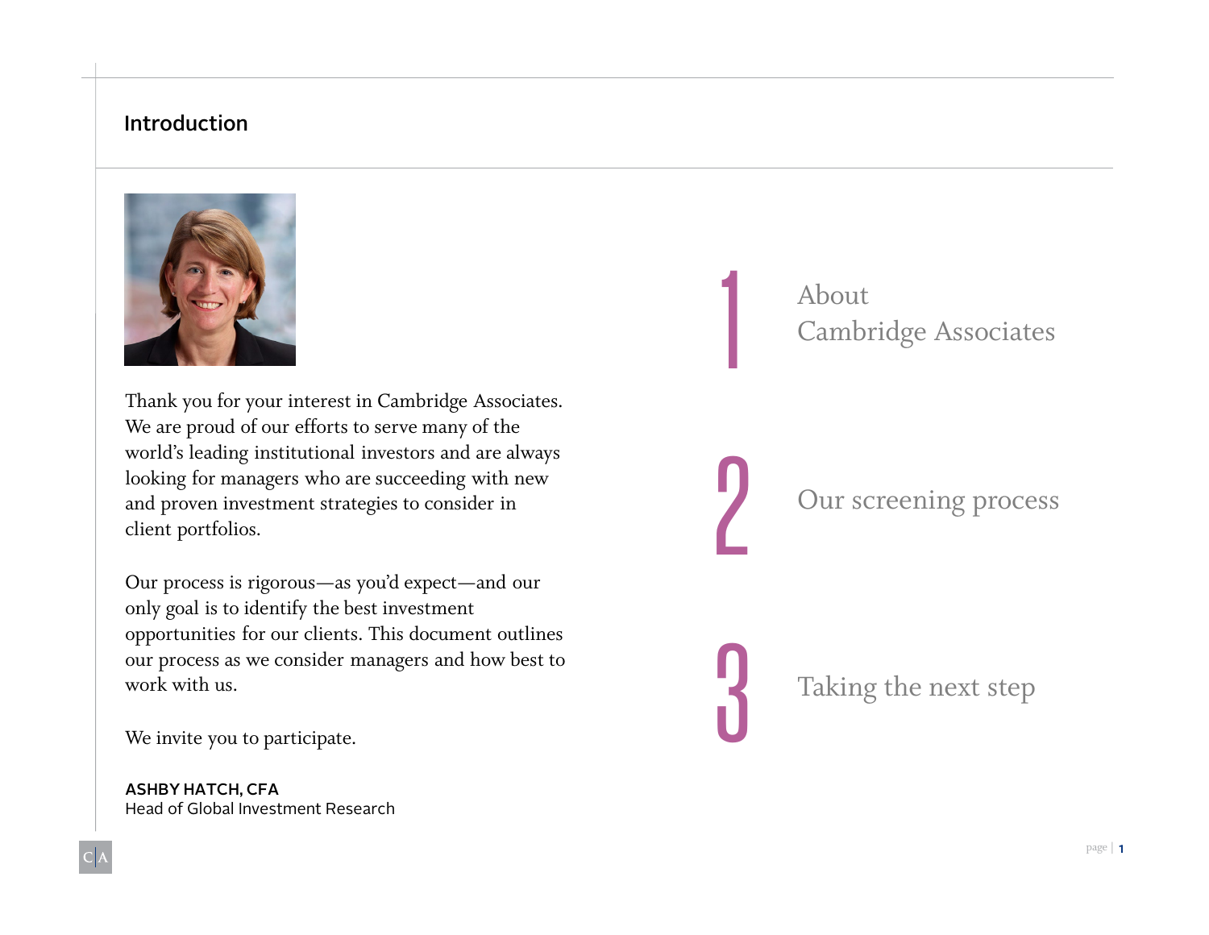## Introduction

Thank you for your interest in Cambridge Associates. We are proud of our efforts to serve many of the world's leading institutional investors and are always looking for managers who are succeeding with new and proven investment strategies to consider in client portfolios.

Our process is rigorous—as you'd expect—and our only goal is to identify the best investment opportunities for our clients. This document outlines our process as we consider managers and how best to work with us.

We invite you to participate.

**ASHBY HATCH, CFA**
Head of Global Investment Research

1. About Cambridge Associates
2. Our screening process
3. Taking the next step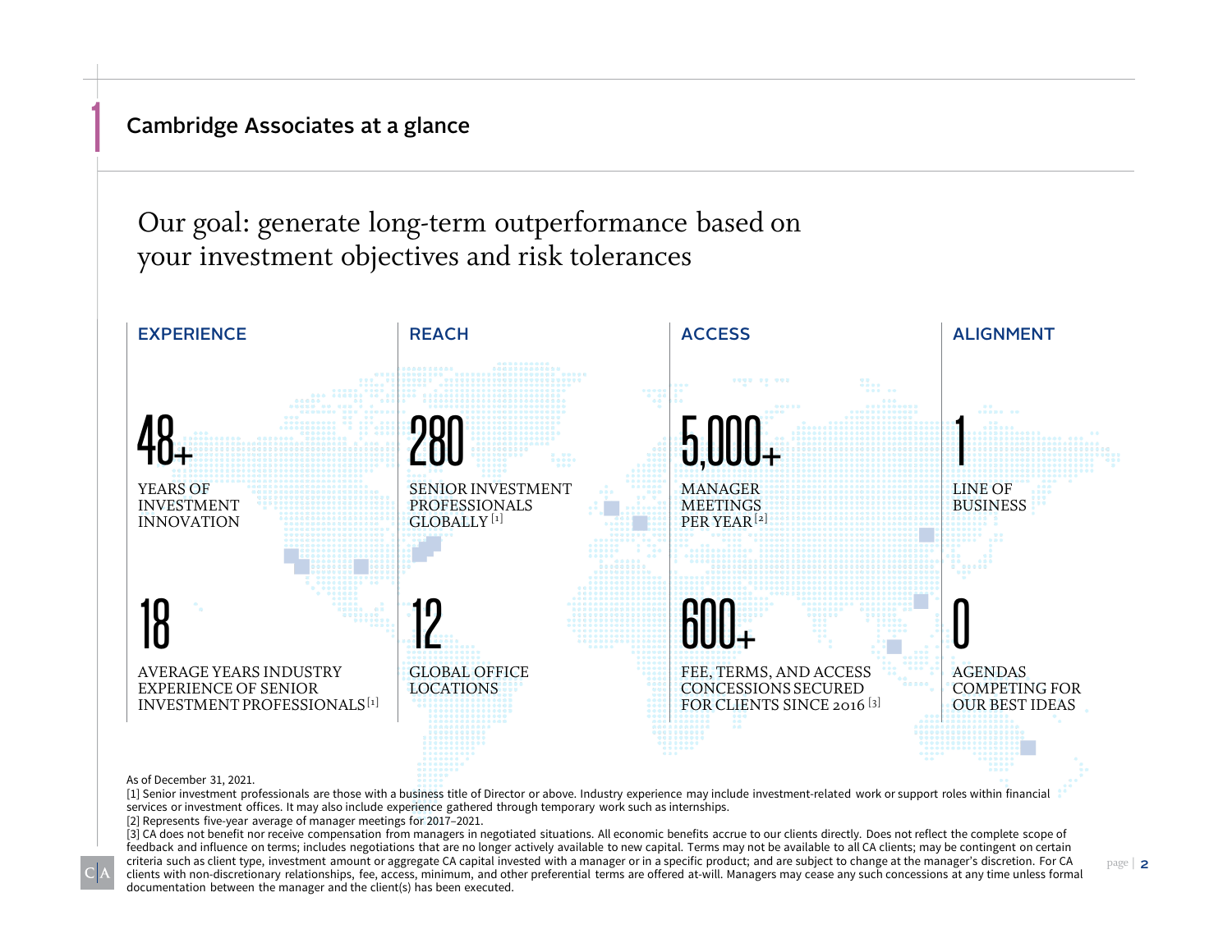# 1 Cambridge Associates at a glance

## Our goal: generate long-term outperformance based on your investment objectives and risk tolerances

### EXPERIENCE

**48+**

YEARS OF INVESTMENT INNOVATION

**18**

AVERAGE YEARS INDUSTRY EXPERIENCE OF SENIOR INVESTMENT PROFESSIONALS [1]

### REACH

**280**

SENIOR INVESTMENT PROFESSIONALS GLOBALLY [1]

**12**

GLOBAL OFFICE LOCATIONS

### ACCESS

**5,000+**

MANAGER MEETINGS PER YEAR [2]

**600+**

FEE, TERMS, AND ACCESS CONCESSIONS SECURED FOR CLIENTS SINCE 2016 [3]

### ALIGNMENT

**1**

LINE OF BUSINESS

**0**

AGENDAS COMPETING FOR OUR BEST IDEAS

As of December 31, 2021.

[1] Senior investment professionals are those with a business title of Director or above. Industry experience may include investment-related work or support roles within financial services or investment offices. It may also include experience gathered through temporary work such as internships.

[2] Represents five-year average of manager meetings for 2017–2021.

[3] CA does not benefit nor receive compensation from managers in negotiated situations. All economic benefits accrue to our clients directly. Does not reflect the complete scope of feedback and influence on terms; includes negotiations that are no longer actively available to new capital. Terms may not be available to all CA clients; may be contingent on certain criteria such as client type, investment amount or aggregate CA capital invested with a manager or in a specific product; and are subject to change at the manager's discretion. For CA clients with non-discretionary relationships, fee, access, minimum, and other preferential terms are offered at-will. Managers may cease any such concessions at any time unless formal documentation between the manager and the client(s) has been executed.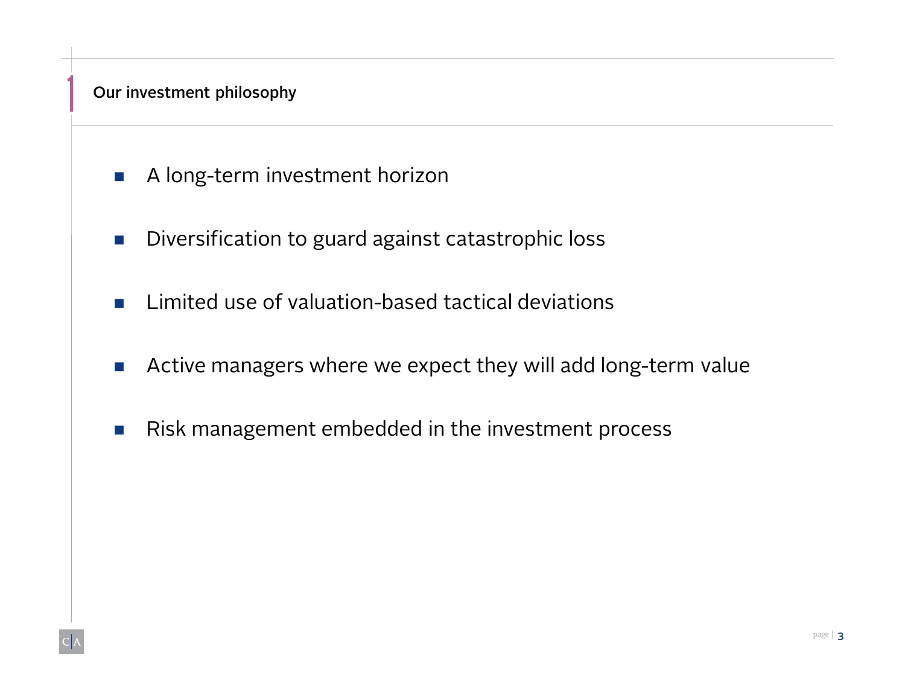## Our investment philosophy

- A long-term investment horizon
- Diversification to guard against catastrophic loss
- Limited use of valuation-based tactical deviations
- Active managers where we expect they will add long-term value
- Risk management embedded in the investment process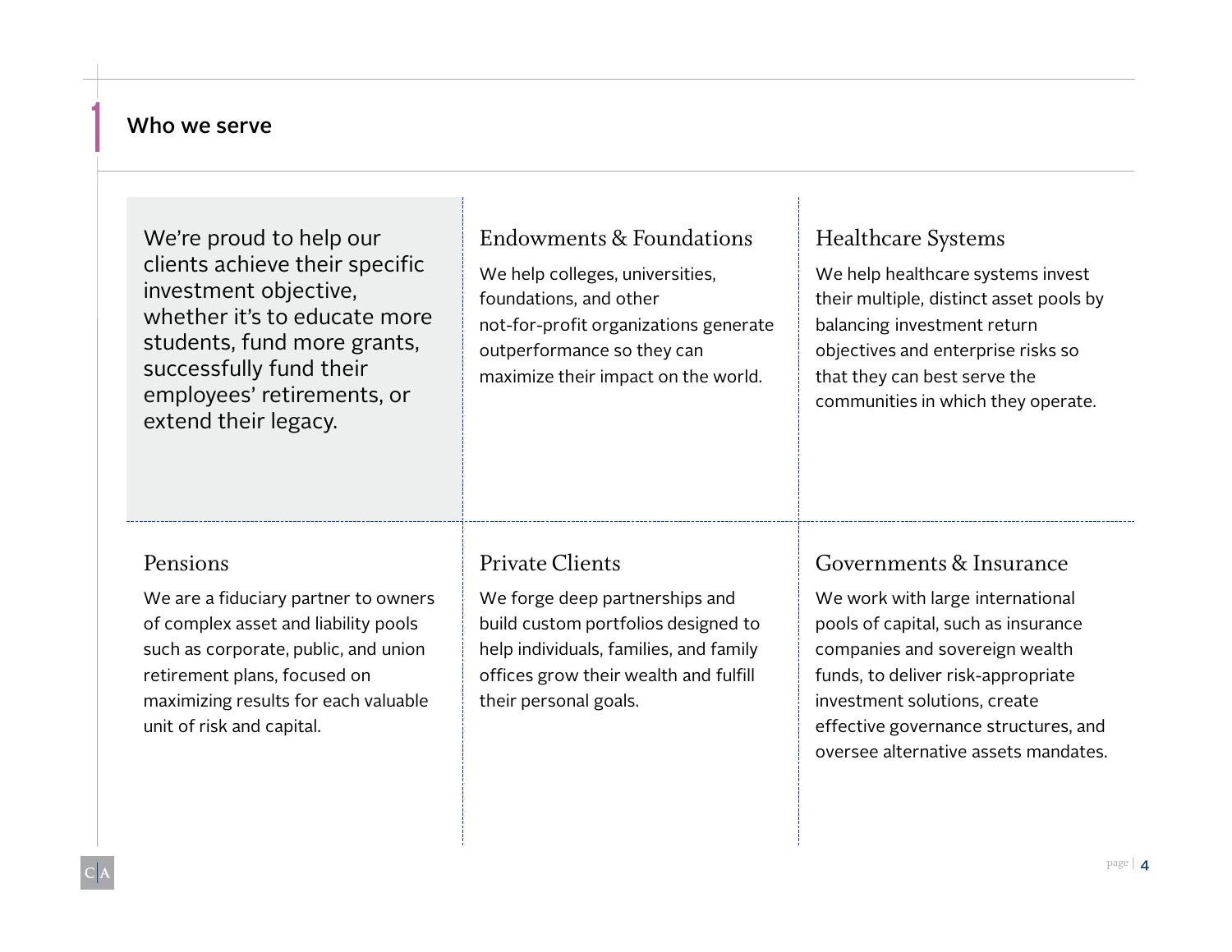## Who we serve

We're proud to help our clients achieve their specific investment objective, whether it's to educate more students, fund more grants, successfully fund their employees' retirements, or extend their legacy.

### Endowments & Foundations

We help colleges, universities, foundations, and other not-for-profit organizations generate outperformance so they can maximize their impact on the world.

### Healthcare Systems

We help healthcare systems invest their multiple, distinct asset pools by balancing investment return objectives and enterprise risks so that they can best serve the communities in which they operate.

### Pensions

We are a fiduciary partner to owners of complex asset and liability pools such as corporate, public, and union retirement plans, focused on maximizing results for each valuable unit of risk and capital.

### Private Clients

We forge deep partnerships and build custom portfolios designed to help individuals, families, and family offices grow their wealth and fulfill their personal goals.

### Governments & Insurance

We work with large international pools of capital, such as insurance companies and sovereign wealth funds, to deliver risk-appropriate investment solutions, create effective governance structures, and oversee alternative assets mandates.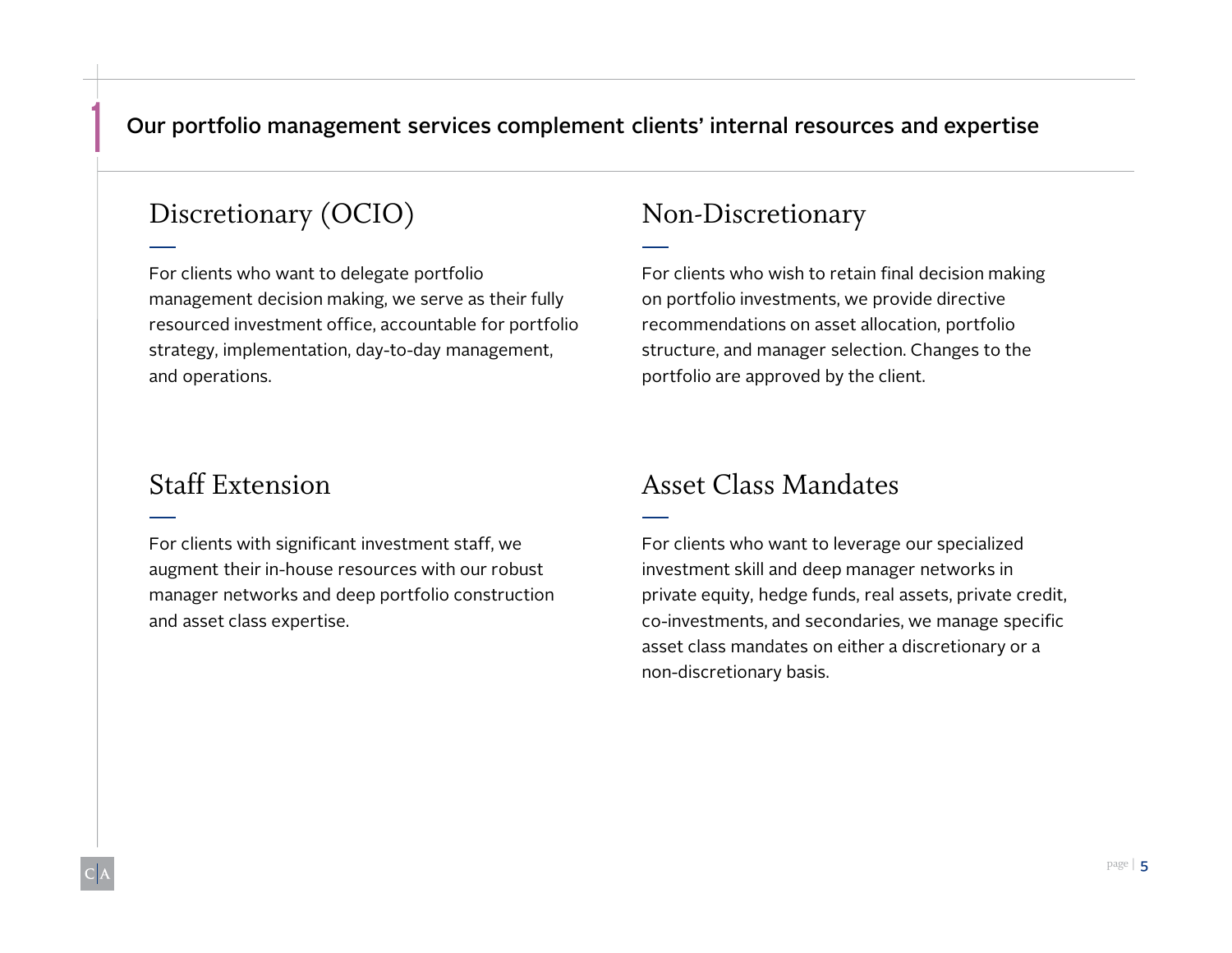# Our portfolio management services complement clients' internal resources and expertise

## Discretionary (OCIO)

For clients who want to delegate portfolio management decision making, we serve as their fully resourced investment office, accountable for portfolio strategy, implementation, day-to-day management, and operations.

## Non-Discretionary

For clients who wish to retain final decision making on portfolio investments, we provide directive recommendations on asset allocation, portfolio structure, and manager selection. Changes to the portfolio are approved by the client.

## Staff Extension

For clients with significant investment staff, we augment their in-house resources with our robust manager networks and deep portfolio construction and asset class expertise.

## Asset Class Mandates

For clients who want to leverage our specialized investment skill and deep manager networks in private equity, hedge funds, real assets, private credit, co-investments, and secondaries, we manage specific asset class mandates on either a discretionary or a non-discretionary basis.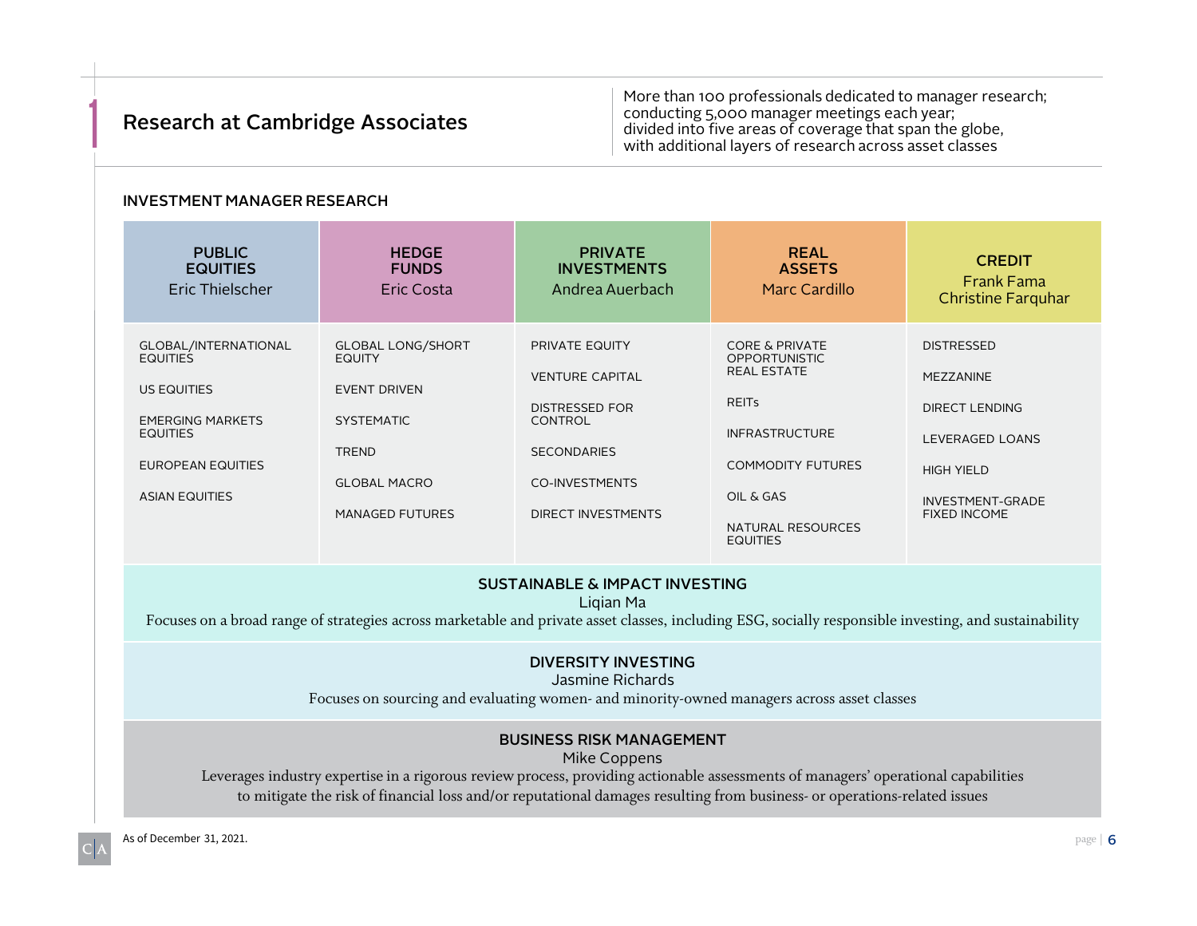# Research at Cambridge Associates

More than 100 professionals dedicated to manager research; conducting 5,000 manager meetings each year; divided into five areas of coverage that span the globe, with additional layers of research across asset classes

## INVESTMENT MANAGER RESEARCH

| **PUBLIC EQUITIES**<br>Eric Thielscher | **HEDGE FUNDS**<br>Eric Costa | **PRIVATE INVESTMENTS**<br>Andrea Auerbach | **REAL ASSETS**<br>Marc Cardillo | **CREDIT**<br>Frank Fama<br>Christine Farquhar |
|---|---|---|---|---|
| GLOBAL/INTERNATIONAL EQUITIES | GLOBAL LONG/SHORT EQUITY | PRIVATE EQUITY | CORE & PRIVATE OPPORTUNISTIC REAL ESTATE | DISTRESSED |
| US EQUITIES | EVENT DRIVEN | VENTURE CAPITAL | REITs | MEZZANINE |
| EMERGING MARKETS EQUITIES | SYSTEMATIC | DISTRESSED FOR CONTROL | INFRASTRUCTURE | DIRECT LENDING |
| EUROPEAN EQUITIES | TREND | SECONDARIES | COMMODITY FUTURES | LEVERAGED LOANS |
| ASIAN EQUITIES | GLOBAL MACRO | CO-INVESTMENTS | OIL & GAS | HIGH YIELD |
| | MANAGED FUTURES | DIRECT INVESTMENTS | NATURAL RESOURCES EQUITIES | INVESTMENT-GRADE FIXED INCOME |

**SUSTAINABLE & IMPACT INVESTING**
Liqian Ma
Focuses on a broad range of strategies across marketable and private asset classes, including ESG, socially responsible investing, and sustainability

**DIVERSITY INVESTING**
Jasmine Richards
Focuses on sourcing and evaluating women- and minority-owned managers across asset classes

**BUSINESS RISK MANAGEMENT**
Mike Coppens
Leverages industry expertise in a rigorous review process, providing actionable assessments of managers' operational capabilities to mitigate the risk of financial loss and/or reputational damages resulting from business- or operations-related issues

As of December 31, 2021.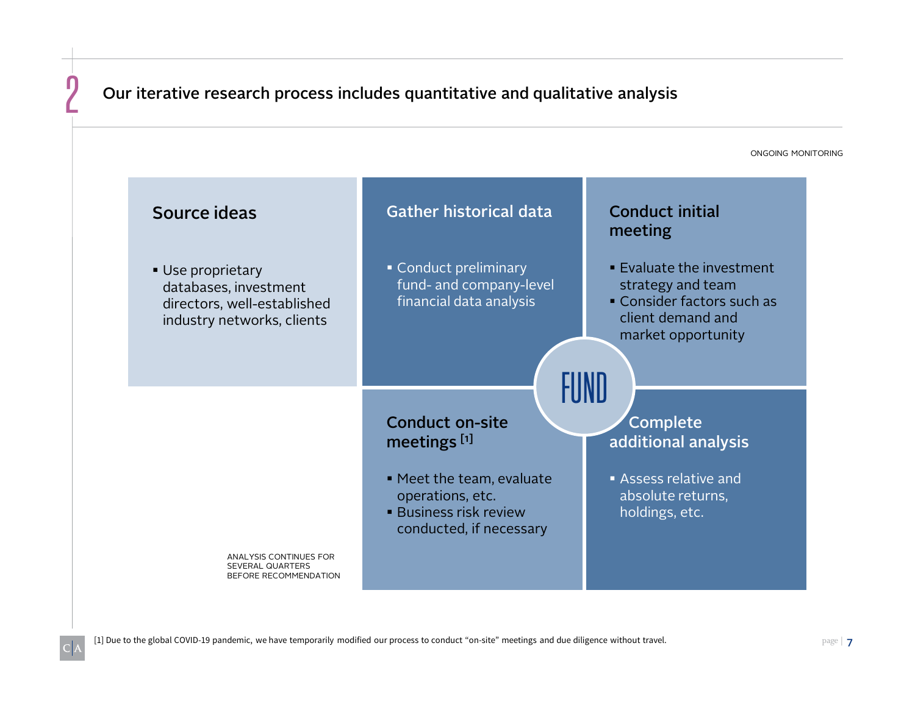## 2 Our iterative research process includes quantitative and qualitative analysis

ONGOING MONITORING

### Source ideas

- Use proprietary databases, investment directors, well-established industry networks, clients

### Gather historical data

- Conduct preliminary fund- and company-level financial data analysis

### Conduct initial meeting

- Evaluate the investment strategy and team
- Consider factors such as client demand and market opportunity

FUND

### Conduct on-site meetings [1]

- Meet the team, evaluate operations, etc.
- Business risk review conducted, if necessary

### Complete additional analysis

- Assess relative and absolute returns, holdings, etc.

ANALYSIS CONTINUES FOR SEVERAL QUARTERS BEFORE RECOMMENDATION

[1] Due to the global COVID-19 pandemic, we have temporarily modified our process to conduct "on-site" meetings and due diligence without travel.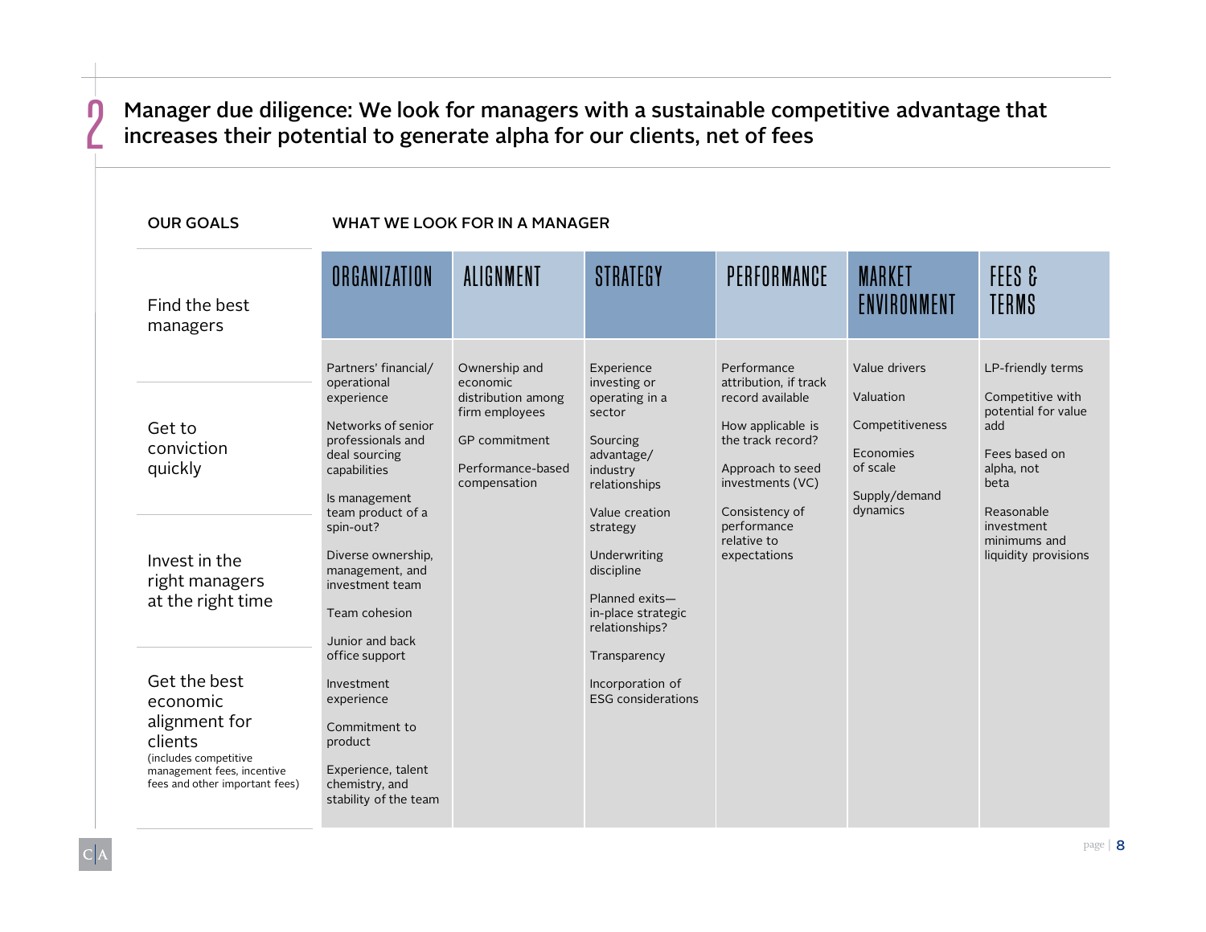## 2 Manager due diligence: We look for managers with a sustainable competitive advantage that increases their potential to generate alpha for our clients, net of fees

**OUR GOALS**

- Find the best managers
- Get to conviction quickly
- Invest in the right managers at the right time
- Get the best economic alignment for clients (includes competitive management fees, incentive fees and other important fees)

**WHAT WE LOOK FOR IN A MANAGER**

| ORGANIZATION | ALIGNMENT | STRATEGY | PERFORMANCE | MARKET ENVIRONMENT | FEES & TERMS |
|---|---|---|---|---|---|
| Partners' financial/ operational experience<br><br>Networks of senior professionals and deal sourcing capabilities<br><br>Is management team product of a spin-out?<br><br>Diverse ownership, management, and investment team<br><br>Team cohesion<br><br>Junior and back office support<br><br>Investment experience<br><br>Commitment to product<br><br>Experience, talent chemistry, and stability of the team | Ownership and economic distribution among firm employees<br><br>GP commitment<br><br>Performance-based compensation | Experience investing or operating in a sector<br><br>Sourcing advantage/ industry relationships<br><br>Value creation strategy<br><br>Underwriting discipline<br><br>Planned exits—in-place strategic relationships?<br><br>Transparency<br><br>Incorporation of ESG considerations | Performance attribution, if track record available<br><br>How applicable is the track record?<br><br>Approach to seed investments (VC)<br><br>Consistency of performance relative to expectations | Value drivers<br><br>Valuation<br><br>Competitiveness<br><br>Economies of scale<br><br>Supply/demand dynamics | LP-friendly terms<br><br>Competitive with potential for value add<br><br>Fees based on alpha, not beta<br><br>Reasonable investment minimums and liquidity provisions |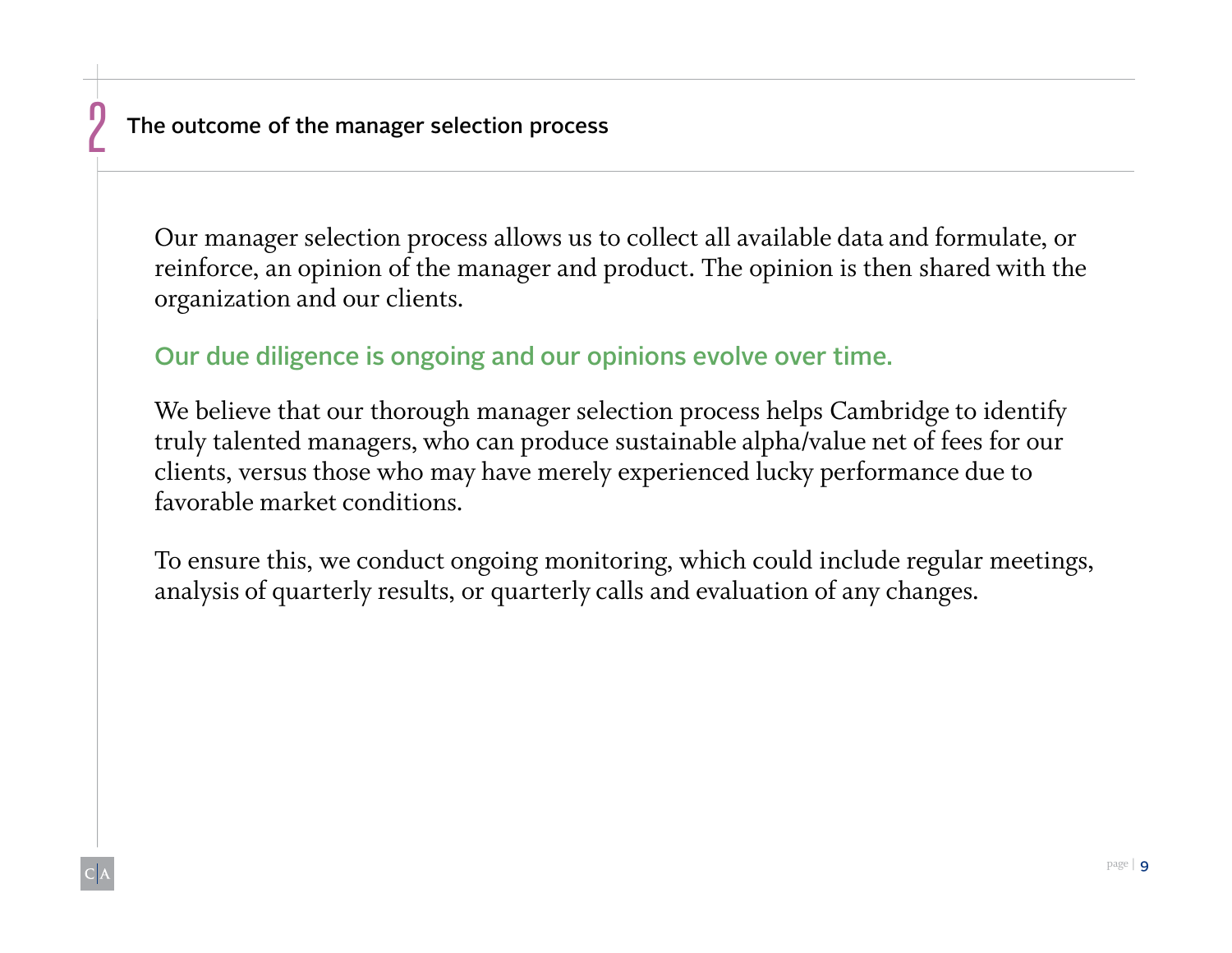## 2 The outcome of the manager selection process

Our manager selection process allows us to collect all available data and formulate, or reinforce, an opinion of the manager and product. The opinion is then shared with the organization and our clients.

**Our due diligence is ongoing and our opinions evolve over time.**

We believe that our thorough manager selection process helps Cambridge to identify truly talented managers, who can produce sustainable alpha/value net of fees for our clients, versus those who may have merely experienced lucky performance due to favorable market conditions.

To ensure this, we conduct ongoing monitoring, which could include regular meetings, analysis of quarterly results, or quarterly calls and evaluation of any changes.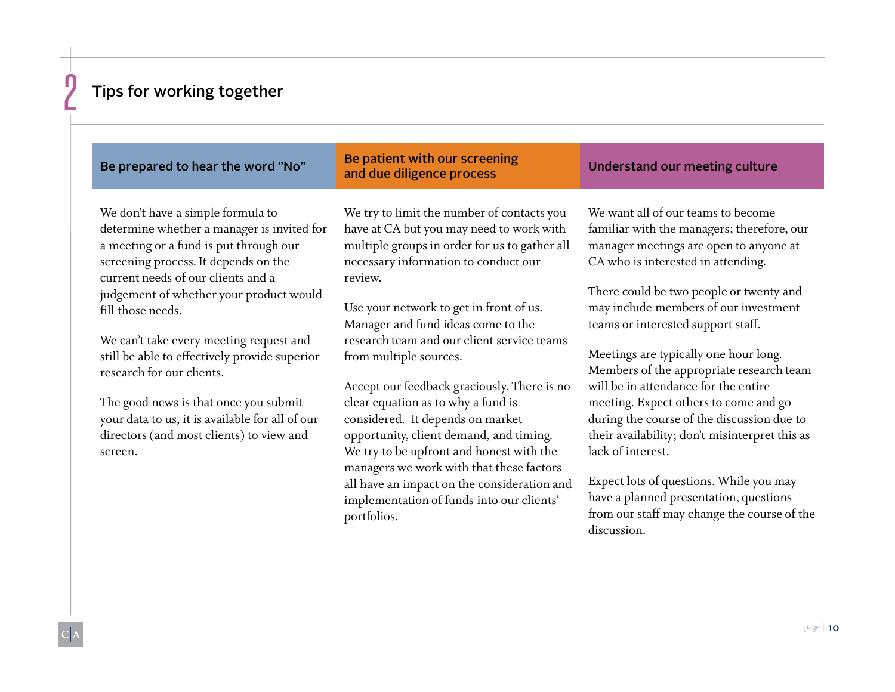# 2 Tips for working together

## Be prepared to hear the word "No"

We don't have a simple formula to determine whether a manager is invited for a meeting or a fund is put through our screening process. It depends on the current needs of our clients and a judgement of whether your product would fill those needs.

We can't take every meeting request and still be able to effectively provide superior research for our clients.

The good news is that once you submit your data to us, it is available for all of our directors (and most clients) to view and screen.

## Be patient with our screening and due diligence process

We try to limit the number of contacts you have at CA but you may need to work with multiple groups in order for us to gather all necessary information to conduct our review.

Use your network to get in front of us. Manager and fund ideas come to the research team and our client service teams from multiple sources.

Accept our feedback graciously. There is no clear equation as to why a fund is considered. It depends on market opportunity, client demand, and timing. We try to be upfront and honest with the managers we work with that these factors all have an impact on the consideration and implementation of funds into our clients' portfolios.

## Understand our meeting culture

We want all of our teams to become familiar with the managers; therefore, our manager meetings are open to anyone at CA who is interested in attending.

There could be two people or twenty and may include members of our investment teams or interested support staff.

Meetings are typically one hour long. Members of the appropriate research team will be in attendance for the entire meeting. Expect others to come and go during the course of the discussion due to their availability; don't misinterpret this as lack of interest.

Expect lots of questions. While you may have a planned presentation, questions from our staff may change the course of the discussion.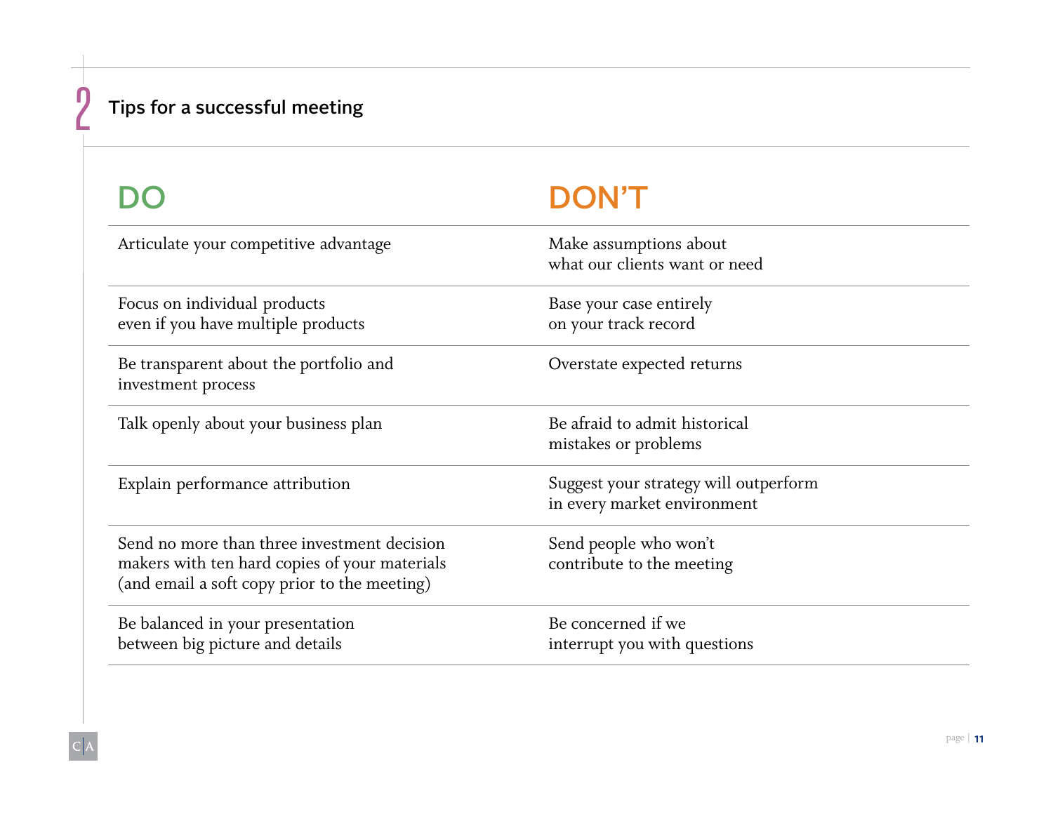## 2 Tips for a successful meeting

| DO | DON'T |
| --- | --- |
| Articulate your competitive advantage | Make assumptions about what our clients want or need |
| Focus on individual products even if you have multiple products | Base your case entirely on your track record |
| Be transparent about the portfolio and investment process | Overstate expected returns |
| Talk openly about your business plan | Be afraid to admit historical mistakes or problems |
| Explain performance attribution | Suggest your strategy will outperform in every market environment |
| Send no more than three investment decision makers with ten hard copies of your materials (and email a soft copy prior to the meeting) | Send people who won't contribute to the meeting |
| Be balanced in your presentation between big picture and details | Be concerned if we interrupt you with questions |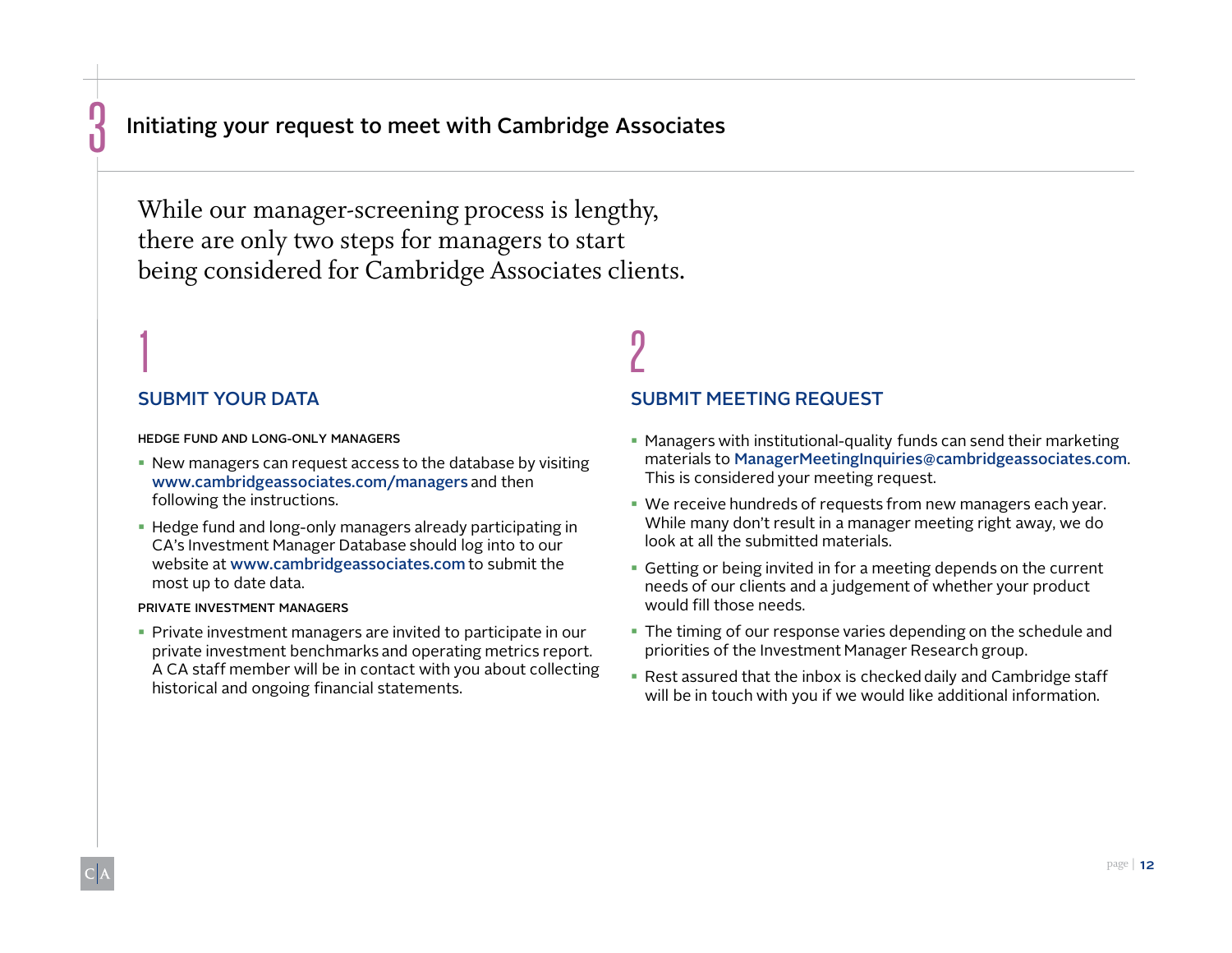# 3 Initiating your request to meet with Cambridge Associates

While our manager-screening process is lengthy, there are only two steps for managers to start being considered for Cambridge Associates clients.

## 1

### SUBMIT YOUR DATA

#### HEDGE FUND AND LONG-ONLY MANAGERS

- New managers can request access to the database by visiting **www.cambridgeassociates.com/managers** and then following the instructions.
- Hedge fund and long-only managers already participating in CA's Investment Manager Database should log into to our website at **www.cambridgeassociates.com** to submit the most up to date data.

#### PRIVATE INVESTMENT MANAGERS

- Private investment managers are invited to participate in our private investment benchmarks and operating metrics report. A CA staff member will be in contact with you about collecting historical and ongoing financial statements.

## 2

### SUBMIT MEETING REQUEST

- Managers with institutional-quality funds can send their marketing materials to **ManagerMeetingInquiries@cambridgeassociates.com**. This is considered your meeting request.
- We receive hundreds of requests from new managers each year. While many don't result in a manager meeting right away, we do look at all the submitted materials.
- Getting or being invited in for a meeting depends on the current needs of our clients and a judgement of whether your product would fill those needs.
- The timing of our response varies depending on the schedule and priorities of the Investment Manager Research group.
- Rest assured that the inbox is checked daily and Cambridge staff will be in touch with you if we would like additional information.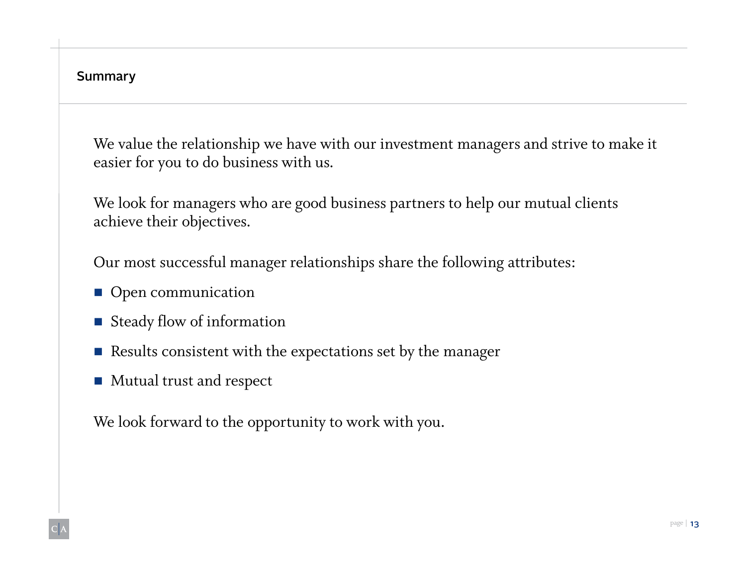## Summary

We value the relationship we have with our investment managers and strive to make it easier for you to do business with us.

We look for managers who are good business partners to help our mutual clients achieve their objectives.

Our most successful manager relationships share the following attributes:

- Open communication
- Steady flow of information
- Results consistent with the expectations set by the manager
- Mutual trust and respect

We look forward to the opportunity to work with you.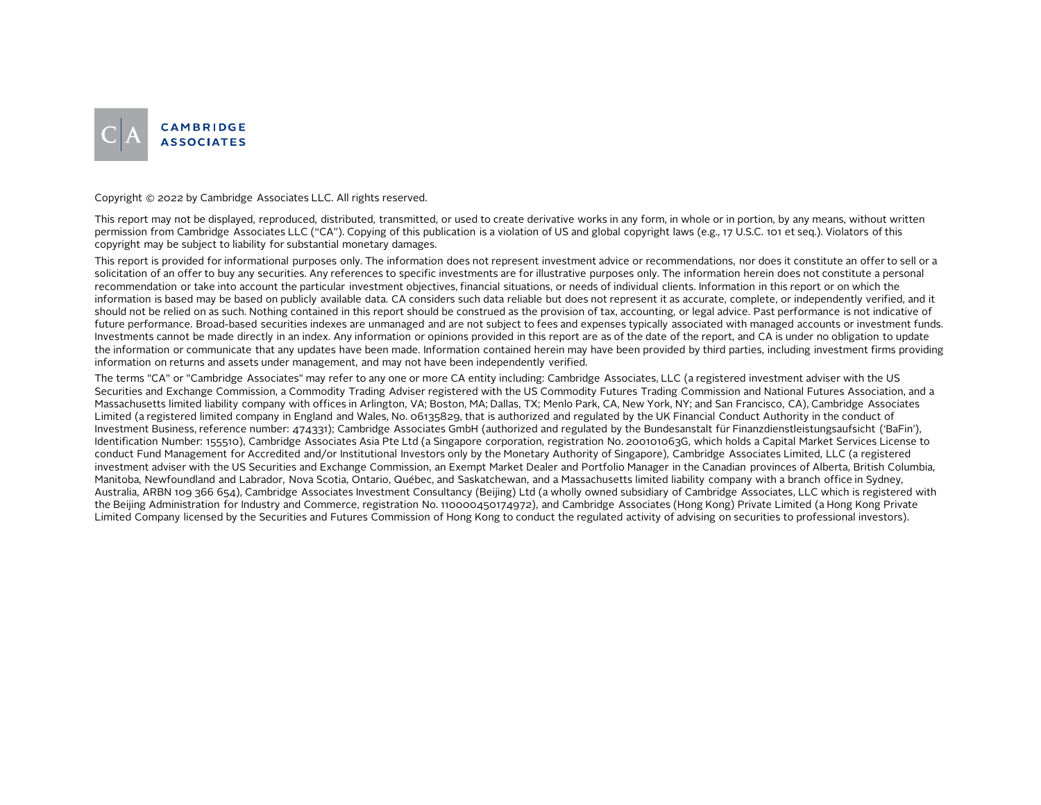CAMBRIDGE ASSOCIATES

Copyright © 2022 by Cambridge Associates LLC. All rights reserved.

This report may not be displayed, reproduced, distributed, transmitted, or used to create derivative works in any form, in whole or in portion, by any means, without written permission from Cambridge Associates LLC ("CA"). Copying of this publication is a violation of US and global copyright laws (e.g., 17 U.S.C. 101 et seq.). Violators of this copyright may be subject to liability for substantial monetary damages.

This report is provided for informational purposes only. The information does not represent investment advice or recommendations, nor does it constitute an offer to sell or a solicitation of an offer to buy any securities. Any references to specific investments are for illustrative purposes only. The information herein does not constitute a personal recommendation or take into account the particular investment objectives, financial situations, or needs of individual clients. Information in this report or on which the information is based may be based on publicly available data. CA considers such data reliable but does not represent it as accurate, complete, or independently verified, and it should not be relied on as such. Nothing contained in this report should be construed as the provision of tax, accounting, or legal advice. Past performance is not indicative of future performance. Broad-based securities indexes are unmanaged and are not subject to fees and expenses typically associated with managed accounts or investment funds. Investments cannot be made directly in an index. Any information or opinions provided in this report are as of the date of the report, and CA is under no obligation to update the information or communicate that any updates have been made. Information contained herein may have been provided by third parties, including investment firms providing information on returns and assets under management, and may not have been independently verified.

The terms "CA" or "Cambridge Associates" may refer to any one or more CA entity including: Cambridge Associates, LLC (a registered investment adviser with the US Securities and Exchange Commission, a Commodity Trading Adviser registered with the US Commodity Futures Trading Commission and National Futures Association, and a Massachusetts limited liability company with offices in Arlington, VA; Boston, MA; Dallas, TX; Menlo Park, CA, New York, NY; and San Francisco, CA), Cambridge Associates Limited (a registered limited company in England and Wales, No. 06135829, that is authorized and regulated by the UK Financial Conduct Authority in the conduct of Investment Business, reference number: 474331); Cambridge Associates GmbH (authorized and regulated by the Bundesanstalt für Finanzdienstleistungsaufsicht ('BaFin'), Identification Number: 155510), Cambridge Associates Asia Pte Ltd (a Singapore corporation, registration No. 200101063G, which holds a Capital Market Services License to conduct Fund Management for Accredited and/or Institutional Investors only by the Monetary Authority of Singapore), Cambridge Associates Limited, LLC (a registered investment adviser with the US Securities and Exchange Commission, an Exempt Market Dealer and Portfolio Manager in the Canadian provinces of Alberta, British Columbia, Manitoba, Newfoundland and Labrador, Nova Scotia, Ontario, Québec, and Saskatchewan, and a Massachusetts limited liability company with a branch office in Sydney, Australia, ARBN 109 366 654), Cambridge Associates Investment Consultancy (Beijing) Ltd (a wholly owned subsidiary of Cambridge Associates, LLC which is registered with the Beijing Administration for Industry and Commerce, registration No. 110000450174972), and Cambridge Associates (Hong Kong) Private Limited (a Hong Kong Private Limited Company licensed by the Securities and Futures Commission of Hong Kong to conduct the regulated activity of advising on securities to professional investors).